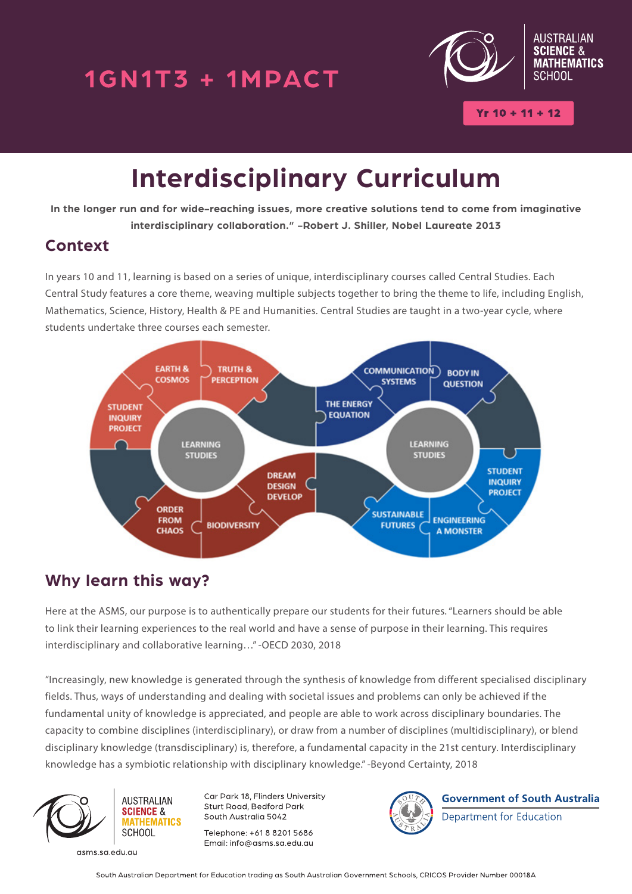# 1GN1T3 + 1MPACT

AUSTRALIAN SCIENCE & MATHEMATICS SCHOOL

Yr 10 + 11 + 12

# Interdisciplinary Curriculum

**In the longer run and for wide-reaching issues, more creative solutions tend to come from imaginative interdisciplinary collaboration." –Robert J. Shiller, Nobel Laureate 2013**

## Context

In years 10 and 11, learning is based on a series of unique, interdisciplinary courses called Central Studies. Each Central Study features a core theme, weaving multiple subjects together to bring the theme to life, including English, Mathematics, Science, History, Health & PE and Humanities. Central Studies are taught in a two-year cycle, where students undertake three courses each semester.

- Learning Studies: Earth & Cosmos; Truth & Perception; Student Inquiry Project; Order from Chaos; Biodiversity; Dream Design Develop
- Learning Studies: Communication Systems; Body in Question; The Energy Equation; Student Inquiry Project; Sustainable Futures; Engineering a Monster

## Why learn this way?

Here at the ASMS, our purpose is to authentically prepare our students for their futures. "Learners should be able to link their learning experiences to the real world and have a sense of purpose in their learning. This requires interdisciplinary and collaborative learning…" -OECD 2030, 2018

"Increasingly, new knowledge is generated through the synthesis of knowledge from different specialised disciplinary fields. Thus, ways of understanding and dealing with societal issues and problems can only be achieved if the fundamental unity of knowledge is appreciated, and people are able to work across disciplinary boundaries. The capacity to combine disciplines (interdisciplinary), or draw from a number of disciplines (multidisciplinary), or blend disciplinary knowledge (transdisciplinary) is, therefore, a fundamental capacity in the 21st century. Interdisciplinary knowledge has a symbiotic relationship with disciplinary knowledge." -Beyond Certainty, 2018

AUSTRALIAN SCIENCE & MATHEMATICS SCHOOL
asms.sa.edu.au

Car Park 18, Flinders University
Sturt Road, Bedford Park
South Australia 5042

Telephone: +61 8 8201 5686
Email: info@asms.sa.edu.au

Government of South Australia
Department for Education

South Australian Department for Education trading as South Australian Government Schools, CRICOS Provider Number 00018A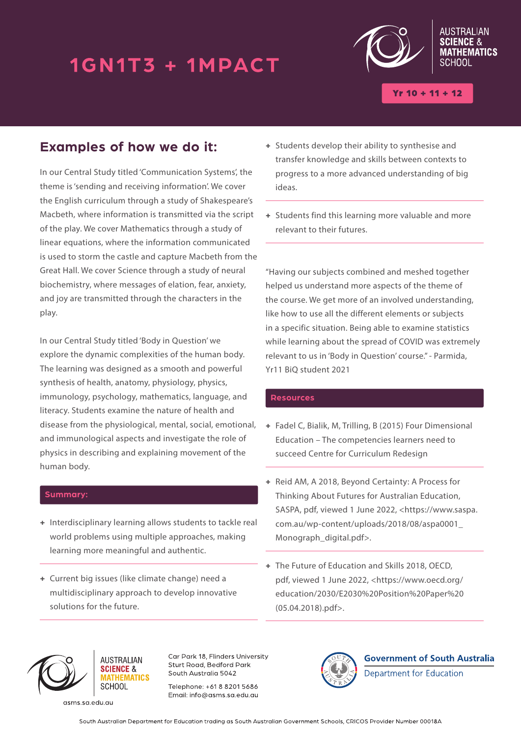# 1GN1T3 + 1MPACT

Yr 10 + 11 + 12

## Examples of how we do it:

In our Central Study titled 'Communication Systems', the theme is 'sending and receiving information'. We cover the English curriculum through a study of Shakespeare's Macbeth, where information is transmitted via the script of the play. We cover Mathematics through a study of linear equations, where the information communicated is used to storm the castle and capture Macbeth from the Great Hall. We cover Science through a study of neural biochemistry, where messages of elation, fear, anxiety, and joy are transmitted through the characters in the play.

In our Central Study titled 'Body in Question' we explore the dynamic complexities of the human body. The learning was designed as a smooth and powerful synthesis of health, anatomy, physiology, physics, immunology, psychology, mathematics, language, and literacy. Students examine the nature of health and disease from the physiological, mental, social, emotional, and immunological aspects and investigate the role of physics in describing and explaining movement of the human body.

### Summary:

+ Interdisciplinary learning allows students to tackle real world problems using multiple approaches, making learning more meaningful and authentic.
+ Current big issues (like climate change) need a multidisciplinary approach to develop innovative solutions for the future.
+ Students develop their ability to synthesise and transfer knowledge and skills between contexts to progress to a more advanced understanding of big ideas.
+ Students find this learning more valuable and more relevant to their futures.

"Having our subjects combined and meshed together helped us understand more aspects of the theme of the course. We get more of an involved understanding, like how to use all the different elements or subjects in a specific situation. Being able to examine statistics while learning about the spread of COVID was extremely relevant to us in 'Body in Question' course." - Parmida, Yr11 BiQ student 2021

### Resources

+ Fadel C, Bialik, M, Trilling, B (2015) Four Dimensional Education – The competencies learners need to succeed Centre for Curriculum Redesign
+ Reid AM, A 2018, Beyond Certainty: A Process for Thinking About Futures for Australian Education, SASPA, pdf, viewed 1 June 2022, <https://www.saspa.com.au/wp-content/uploads/2018/08/aspa0001_Monograph_digital.pdf>.
+ The Future of Education and Skills 2018, OECD, pdf, viewed 1 June 2022, <https://www.oecd.org/education/2030/E2030%20Position%20Paper%20(05.04.2018).pdf>.

AUSTRALIAN SCIENCE & MATHEMATICS SCHOOL

asms.sa.edu.au

Car Park 18, Flinders University
Sturt Road, Bedford Park
South Australia 5042

Telephone: +61 8 8201 5686
Email: info@asms.sa.edu.au

Government of South Australia
Department for Education

South Australian Department for Education trading as South Australian Government Schools, CRICOS Provider Number 00018A